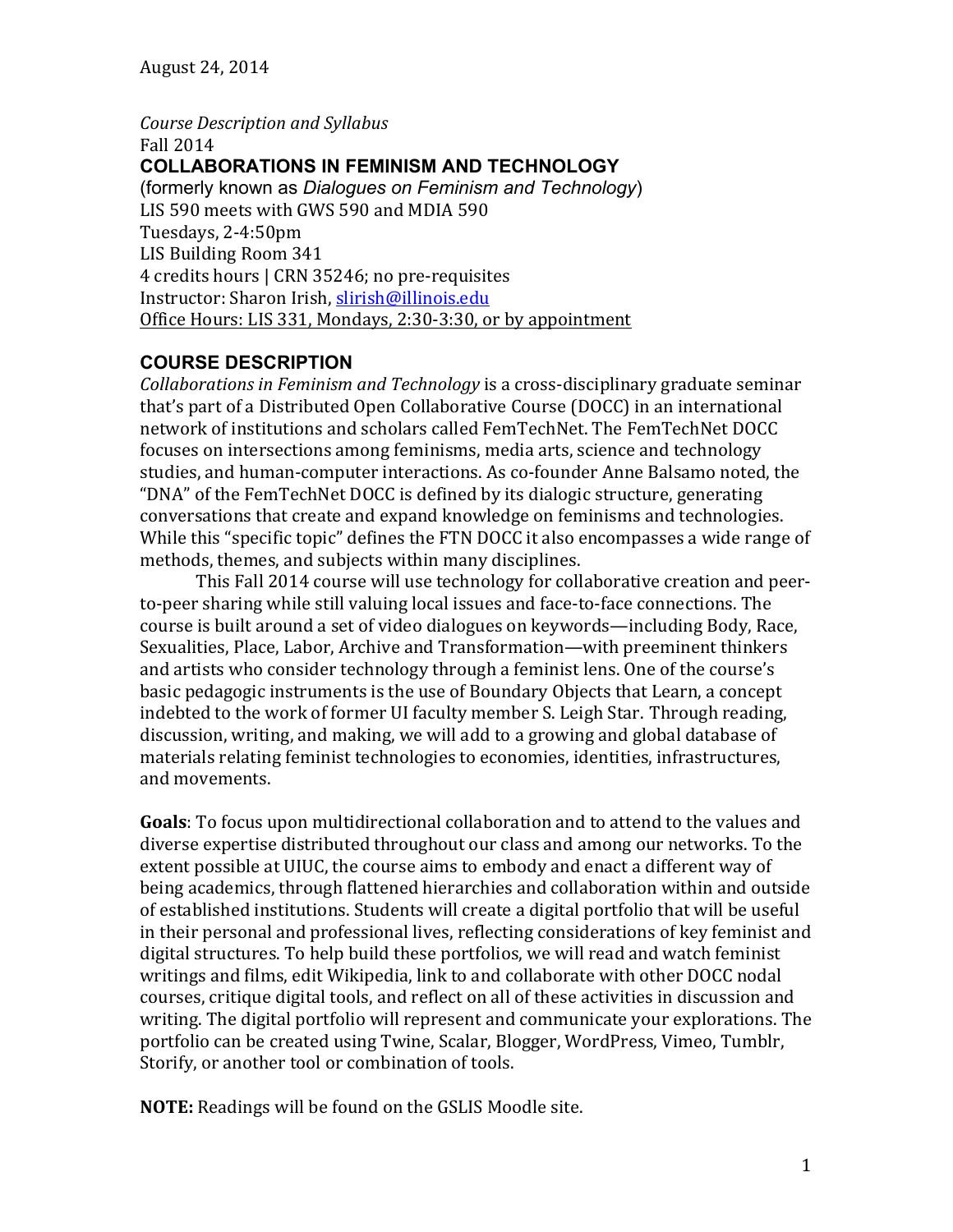August 24, 2014

*Course Description and Syllabus*
Fall 2014

## COLLABORATIONS IN FEMINISM AND TECHNOLOGY

(formerly known as *Dialogues on Feminism and Technology*)
LIS 590 meets with GWS 590 and MDIA 590
Tuesdays, 2-4:50pm
LIS Building Room 341
4 credits hours | CRN 35246; no pre-requisites
Instructor: Sharon Irish, slirish@illinois.edu
Office Hours: LIS 331, Mondays, 2:30-3:30, or by appointment

## COURSE DESCRIPTION

*Collaborations in Feminism and Technology* is a cross-disciplinary graduate seminar that's part of a Distributed Open Collaborative Course (DOCC) in an international network of institutions and scholars called FemTechNet. The FemTechNet DOCC focuses on intersections among feminisms, media arts, science and technology studies, and human-computer interactions. As co-founder Anne Balsamo noted, the "DNA" of the FemTechNet DOCC is defined by its dialogic structure, generating conversations that create and expand knowledge on feminisms and technologies. While this "specific topic" defines the FTN DOCC it also encompasses a wide range of methods, themes, and subjects within many disciplines.

This Fall 2014 course will use technology for collaborative creation and peer-to-peer sharing while still valuing local issues and face-to-face connections. The course is built around a set of video dialogues on keywords—including Body, Race, Sexualities, Place, Labor, Archive and Transformation—with preeminent thinkers and artists who consider technology through a feminist lens. One of the course's basic pedagogic instruments is the use of Boundary Objects that Learn, a concept indebted to the work of former UI faculty member S. Leigh Star. Through reading, discussion, writing, and making, we will add to a growing and global database of materials relating feminist technologies to economies, identities, infrastructures, and movements.

**Goals**: To focus upon multidirectional collaboration and to attend to the values and diverse expertise distributed throughout our class and among our networks. To the extent possible at UIUC, the course aims to embody and enact a different way of being academics, through flattened hierarchies and collaboration within and outside of established institutions. Students will create a digital portfolio that will be useful in their personal and professional lives, reflecting considerations of key feminist and digital structures. To help build these portfolios, we will read and watch feminist writings and films, edit Wikipedia, link to and collaborate with other DOCC nodal courses, critique digital tools, and reflect on all of these activities in discussion and writing. The digital portfolio will represent and communicate your explorations. The portfolio can be created using Twine, Scalar, Blogger, WordPress, Vimeo, Tumblr, Storify, or another tool or combination of tools.

**NOTE:** Readings will be found on the GSLIS Moodle site.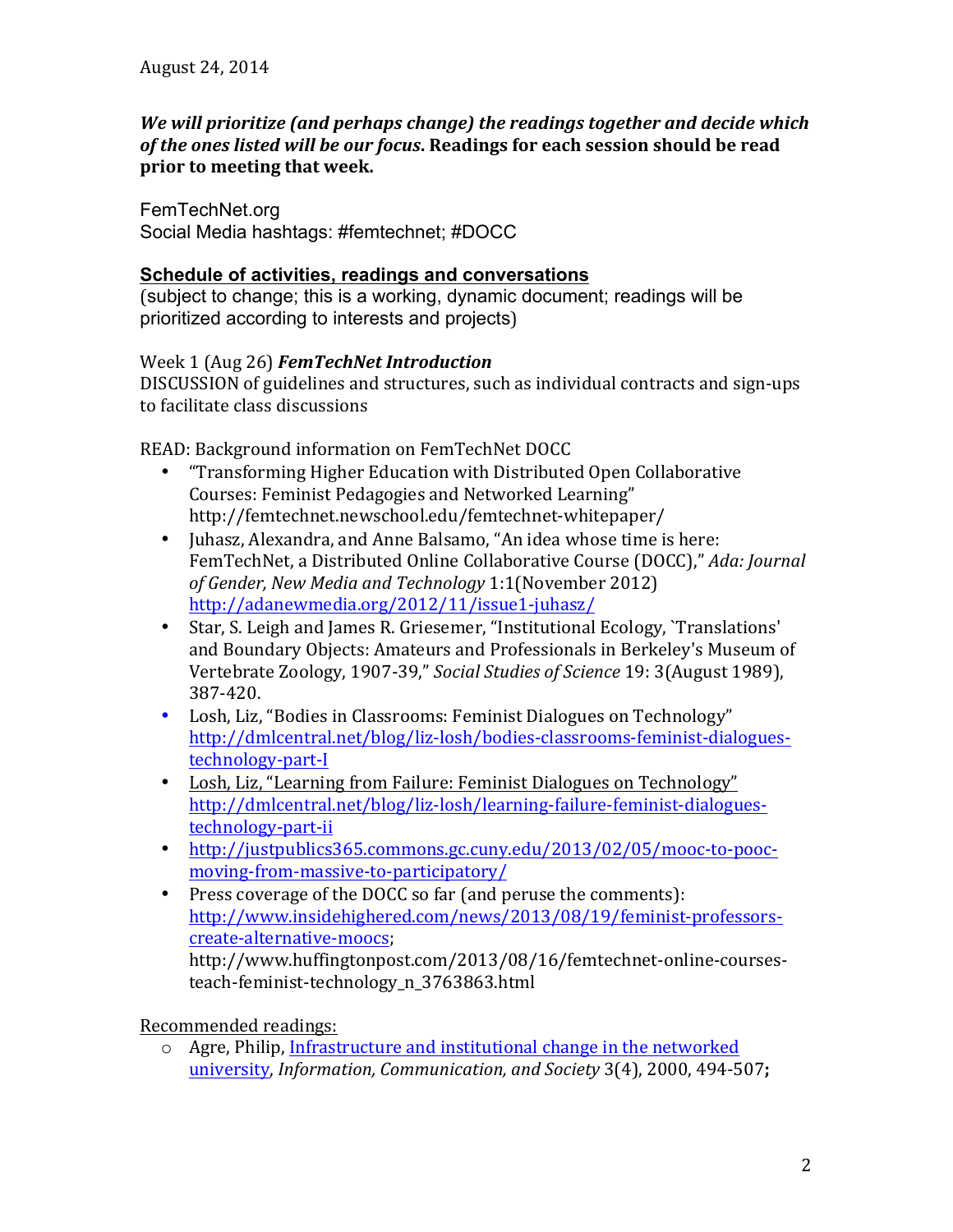August 24, 2014

***We will prioritize (and perhaps change) the readings together and decide which of the ones listed will be our focus.* Readings for each session should be read prior to meeting that week.**

FemTechNet.org
Social Media hashtags: #femtechnet; #DOCC

**Schedule of activities, readings and conversations**
(subject to change; this is a working, dynamic document; readings will be prioritized according to interests and projects)

Week 1 (Aug 26) ***FemTechNet Introduction***
DISCUSSION of guidelines and structures, such as individual contracts and sign-ups to facilitate class discussions

READ: Background information on FemTechNet DOCC

- "Transforming Higher Education with Distributed Open Collaborative Courses: Feminist Pedagogies and Networked Learning" http://femtechnet.newschool.edu/femtechnet-whitepaper/
- Juhasz, Alexandra, and Anne Balsamo, "An idea whose time is here: FemTechNet, a Distributed Online Collaborative Course (DOCC)," *Ada: Journal of Gender, New Media and Technology* 1:1(November 2012) http://adanewmedia.org/2012/11/issue1-juhasz/
- Star, S. Leigh and James R. Griesemer, "Institutional Ecology, `Translations' and Boundary Objects: Amateurs and Professionals in Berkeley's Museum of Vertebrate Zoology, 1907-39," *Social Studies of Science* 19: 3(August 1989), 387-420.
- Losh, Liz, "Bodies in Classrooms: Feminist Dialogues on Technology" http://dmlcentral.net/blog/liz-losh/bodies-classrooms-feminist-dialogues-technology-part-I
- Losh, Liz, "Learning from Failure: Feminist Dialogues on Technology" http://dmlcentral.net/blog/liz-losh/learning-failure-feminist-dialogues-technology-part-ii
- http://justpublics365.commons.gc.cuny.edu/2013/02/05/mooc-to-pooc-moving-from-massive-to-participatory/
- Press coverage of the DOCC so far (and peruse the comments): http://www.insidehighered.com/news/2013/08/19/feminist-professors-create-alternative-moocs; http://www.huffingtonpost.com/2013/08/16/femtechnet-online-courses-teach-feminist-technology_n_3763863.html

Recommended readings:

- Agre, Philip, Infrastructure and institutional change in the networked university, *Information, Communication, and Society* 3(4), 2000, 494-507**;**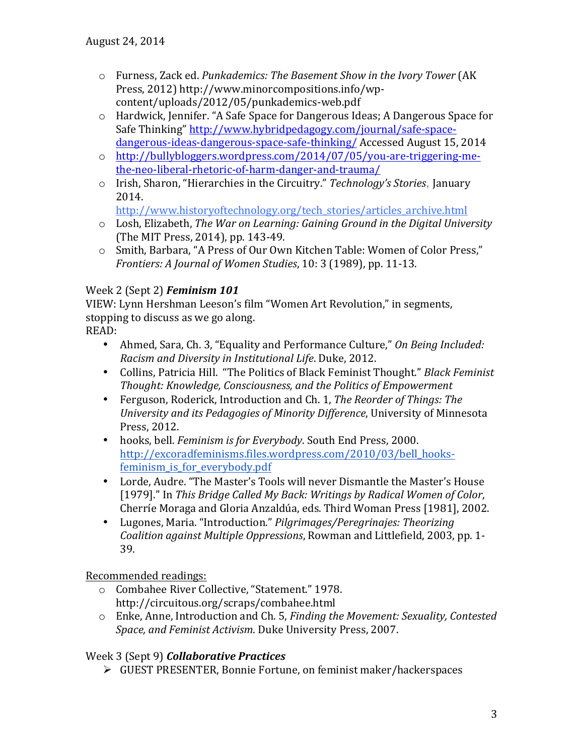- Furness, Zack ed. *Punkademics: The Basement Show in the Ivory Tower* (AK Press, 2012) http://www.minorcompositions.info/wp-content/uploads/2012/05/punkademics-web.pdf
- Hardwick, Jennifer. "A Safe Space for Dangerous Ideas; A Dangerous Space for Safe Thinking" http://www.hybridpedagogy.com/journal/safe-space-dangerous-ideas-dangerous-space-safe-thinking/ Accessed August 15, 2014
- http://bullybloggers.wordpress.com/2014/07/05/you-are-triggering-me-the-neo-liberal-rhetoric-of-harm-danger-and-trauma/
- Irish, Sharon, "Hierarchies in the Circuitry." *Technology's Stories*, January 2014. http://www.historyoftechnology.org/tech_stories/articles_archive.html
- Losh, Elizabeth, *The War on Learning: Gaining Ground in the Digital University* (The MIT Press, 2014), pp. 143-49.
- Smith, Barbara, "A Press of Our Own Kitchen Table: Women of Color Press," *Frontiers: A Journal of Women Studies*, 10: 3 (1989), pp. 11-13.

Week 2 (Sept 2) ***Feminism 101***

VIEW: Lynn Hershman Leeson's film "Women Art Revolution," in segments, stopping to discuss as we go along.

READ:

- Ahmed, Sara, Ch. 3, "Equality and Performance Culture," *On Being Included: Racism and Diversity in Institutional Life*. Duke, 2012.
- Collins, Patricia Hill. "The Politics of Black Feminist Thought." *Black Feminist Thought: Knowledge, Consciousness, and the Politics of Empowerment*
- Ferguson, Roderick, Introduction and Ch. 1, *The Reorder of Things: The University and its Pedagogies of Minority Difference*, University of Minnesota Press, 2012.
- hooks, bell. *Feminism is for Everybody*. South End Press, 2000. http://excoradfeminisms.files.wordpress.com/2010/03/bell_hooks-feminism_is_for_everybody.pdf
- Lorde, Audre. "The Master's Tools will never Dismantle the Master's House [1979]." In *This Bridge Called My Back: Writings by Radical Women of Color*, Cherríe Moraga and Gloria Anzaldúa, eds. Third Woman Press [1981], 2002.
- Lugones, Maria. "Introduction." *Pilgrimages/Peregrinajes: Theorizing Coalition against Multiple Oppressions*, Rowman and Littlefield, 2003, pp. 1-39.

Recommended readings:

- Combahee River Collective, "Statement." 1978. http://circuitous.org/scraps/combahee.html
- Enke, Anne, Introduction and Ch. 5, *Finding the Movement: Sexuality, Contested Space, and Feminist Activism*. Duke University Press, 2007.

Week 3 (Sept 9) ***Collaborative Practices***

- GUEST PRESENTER, Bonnie Fortune, on feminist maker/hackerspaces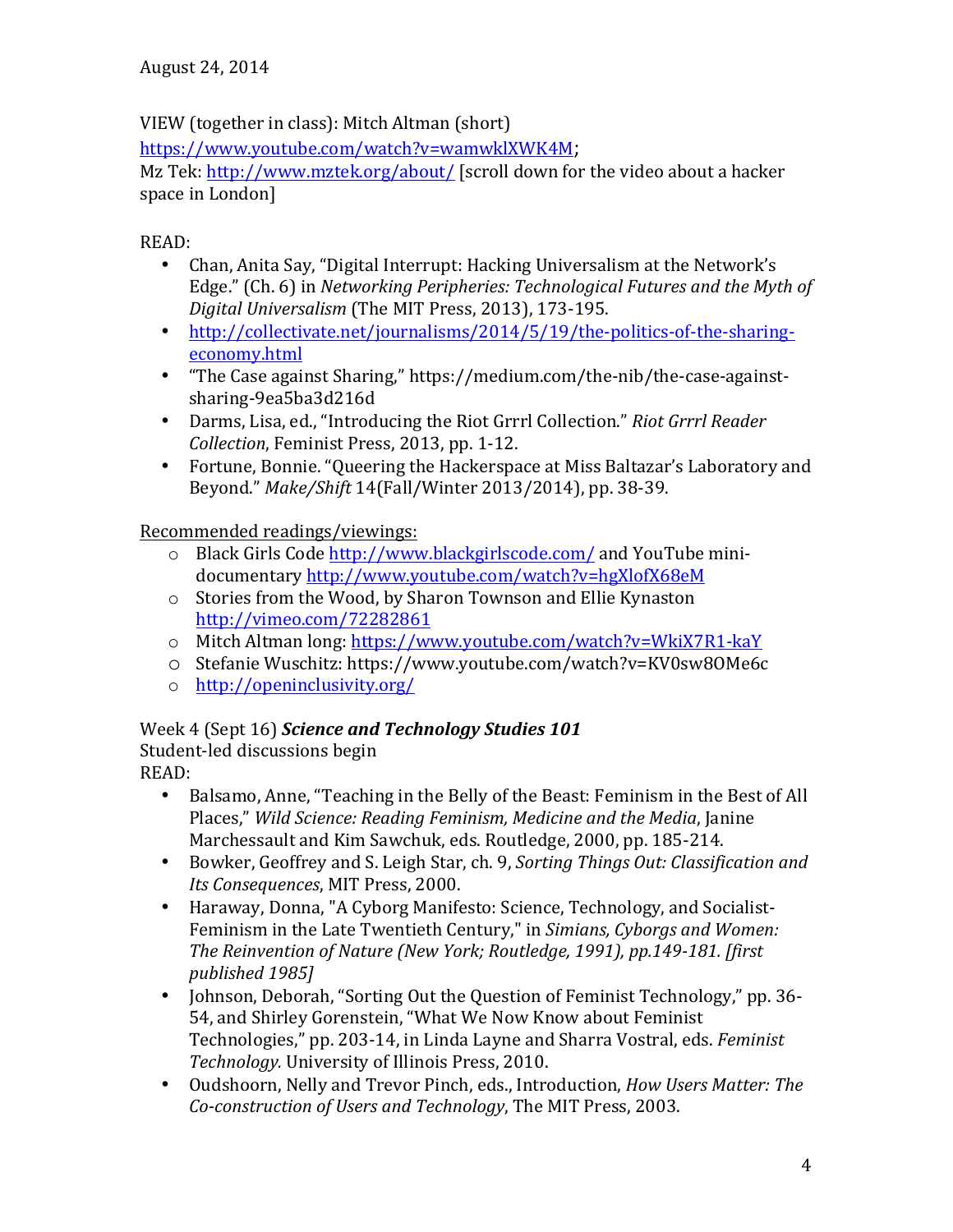August 24, 2014

VIEW (together in class): Mitch Altman (short) [https://www.youtube.com/watch?v=wamwklXWK4M](https://www.youtube.com/watch?v=wamwklXWK4M);
Mz Tek: [http://www.mztek.org/about/](http://www.mztek.org/about/) [scroll down for the video about a hacker space in London]

READ:

- Chan, Anita Say, "Digital Interrupt: Hacking Universalism at the Network's Edge." (Ch. 6) in *Networking Peripheries: Technological Futures and the Myth of Digital Universalism* (The MIT Press, 2013), 173-195.
- [http://collectivate.net/journalisms/2014/5/19/the-politics-of-the-sharing-economy.html](http://collectivate.net/journalisms/2014/5/19/the-politics-of-the-sharing-economy.html)
- "The Case against Sharing," https://medium.com/the-nib/the-case-against-sharing-9ea5ba3d216d
- Darms, Lisa, ed., "Introducing the Riot Grrrl Collection." *Riot Grrrl Reader Collection*, Feminist Press, 2013, pp. 1-12.
- Fortune, Bonnie. "Queering the Hackerspace at Miss Baltazar's Laboratory and Beyond." *Make/Shift* 14(Fall/Winter 2013/2014), pp. 38-39.

Recommended readings/viewings:

- Black Girls Code [http://www.blackgirlscode.com/](http://www.blackgirlscode.com/) and YouTube mini-documentary [http://www.youtube.com/watch?v=hgXlofX68eM](http://www.youtube.com/watch?v=hgXlofX68eM)
- Stories from the Wood, by Sharon Townson and Ellie Kynaston [http://vimeo.com/72282861](http://vimeo.com/72282861)
- Mitch Altman long: [https://www.youtube.com/watch?v=WkiX7R1-kaY](https://www.youtube.com/watch?v=WkiX7R1-kaY)
- Stefanie Wuschitz: https://www.youtube.com/watch?v=KV0sw8OMe6c
- [http://openinclusivity.org/](http://openinclusivity.org/)

Week 4 (Sept 16) ***Science and Technology Studies 101***
Student-led discussions begin
READ:

- Balsamo, Anne, "Teaching in the Belly of the Beast: Feminism in the Best of All Places," *Wild Science: Reading Feminism, Medicine and the Media*, Janine Marchessault and Kim Sawchuk, eds. Routledge, 2000, pp. 185-214.
- Bowker, Geoffrey and S. Leigh Star, ch. 9, *Sorting Things Out: Classification and Its Consequences*, MIT Press, 2000.
- Haraway, Donna, "A Cyborg Manifesto: Science, Technology, and Socialist-Feminism in the Late Twentieth Century," in *Simians, Cyborgs and Women: The Reinvention of Nature (New York; Routledge, 1991), pp.149-181. [first published 1985]*
- Johnson, Deborah, "Sorting Out the Question of Feminist Technology," pp. 36-54, and Shirley Gorenstein, "What We Now Know about Feminist Technologies," pp. 203-14, in Linda Layne and Sharra Vostral, eds. *Feminist Technology.* University of Illinois Press, 2010.
- Oudshoorn, Nelly and Trevor Pinch, eds., Introduction, *How Users Matter: The Co-construction of Users and Technology*, The MIT Press, 2003.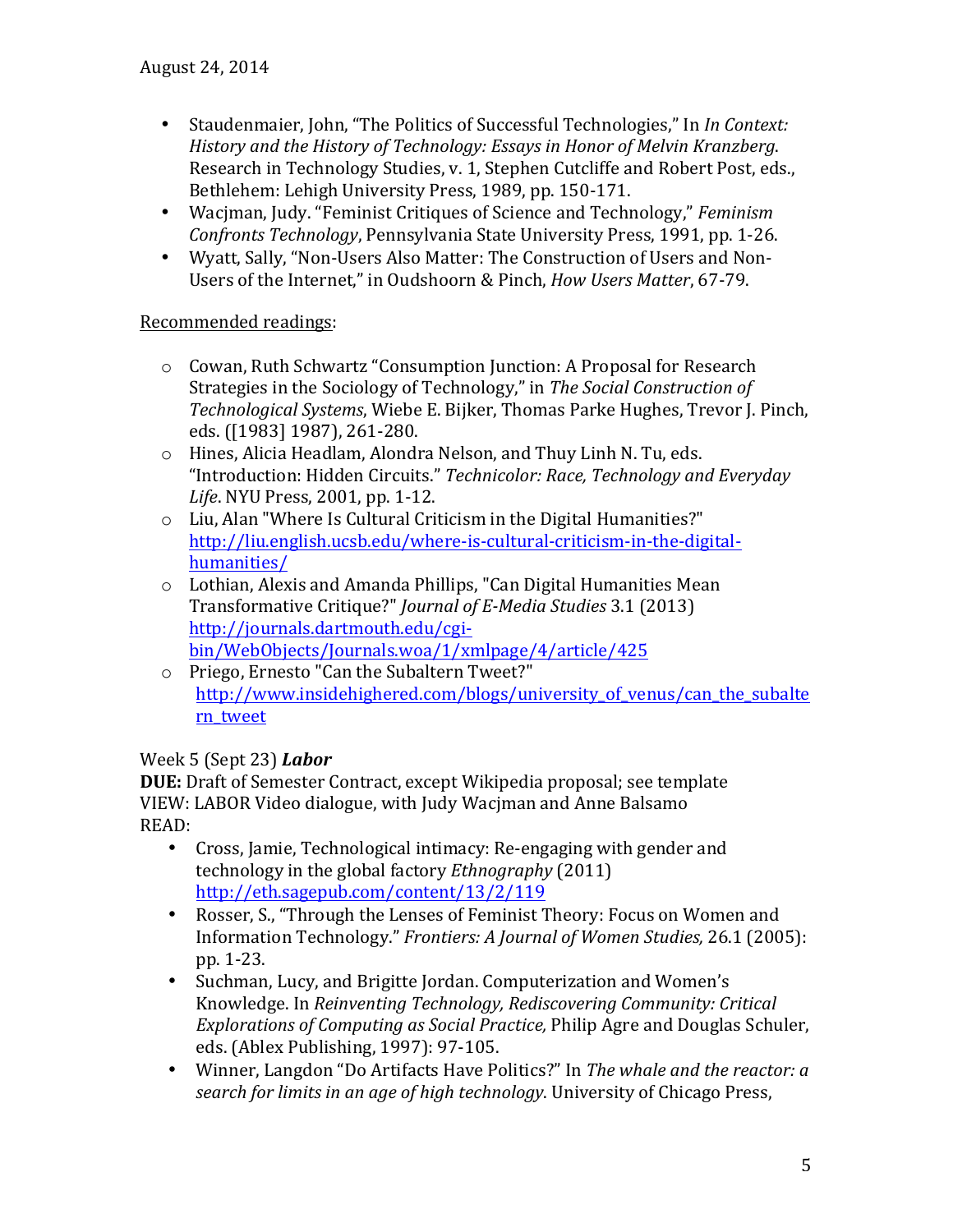- Staudenmaier, John, "The Politics of Successful Technologies," In *In Context: History and the History of Technology: Essays in Honor of Melvin Kranzberg*. Research in Technology Studies, v. 1, Stephen Cutcliffe and Robert Post, eds., Bethlehem: Lehigh University Press, 1989, pp. 150-171.
- Wacjman, Judy. "Feminist Critiques of Science and Technology," *Feminism Confronts Technology*, Pennsylvania State University Press, 1991, pp. 1-26.
- Wyatt, Sally, "Non-Users Also Matter: The Construction of Users and Non-Users of the Internet," in Oudshoorn & Pinch, *How Users Matter*, 67-79.

Recommended readings:

- Cowan, Ruth Schwartz "Consumption Junction: A Proposal for Research Strategies in the Sociology of Technology," in *The Social Construction of Technological Systems*, Wiebe E. Bijker, Thomas Parke Hughes, Trevor J. Pinch, eds. ([1983] 1987), 261-280.
- Hines, Alicia Headlam, Alondra Nelson, and Thuy Linh N. Tu, eds. "Introduction: Hidden Circuits." *Technicolor: Race, Technology and Everyday Life*. NYU Press, 2001, pp. 1-12.
- Liu, Alan "Where Is Cultural Criticism in the Digital Humanities?" http://liu.english.ucsb.edu/where-is-cultural-criticism-in-the-digital-humanities/
- Lothian, Alexis and Amanda Phillips, "Can Digital Humanities Mean Transformative Critique?" *Journal of E-Media Studies* 3.1 (2013) http://journals.dartmouth.edu/cgi-bin/WebObjects/Journals.woa/1/xmlpage/4/article/425
- Priego, Ernesto "Can the Subaltern Tweet?" http://www.insidehighered.com/blogs/university_of_venus/can_the_subaltern_tweet

Week 5 (Sept 23) ***Labor***

**DUE:** Draft of Semester Contract, except Wikipedia proposal; see template
VIEW: LABOR Video dialogue, with Judy Wacjman and Anne Balsamo
READ:

- Cross, Jamie, Technological intimacy: Re-engaging with gender and technology in the global factory *Ethnography* (2011) http://eth.sagepub.com/content/13/2/119
- Rosser, S., "Through the Lenses of Feminist Theory: Focus on Women and Information Technology." *Frontiers: A Journal of Women Studies,* 26.1 (2005): pp. 1-23.
- Suchman, Lucy, and Brigitte Jordan. Computerization and Women's Knowledge. In *Reinventing Technology, Rediscovering Community: Critical Explorations of Computing as Social Practice,* Philip Agre and Douglas Schuler, eds. (Ablex Publishing, 1997): 97-105.
- Winner, Langdon "Do Artifacts Have Politics?" In *The whale and the reactor: a search for limits in an age of high technology*. University of Chicago Press,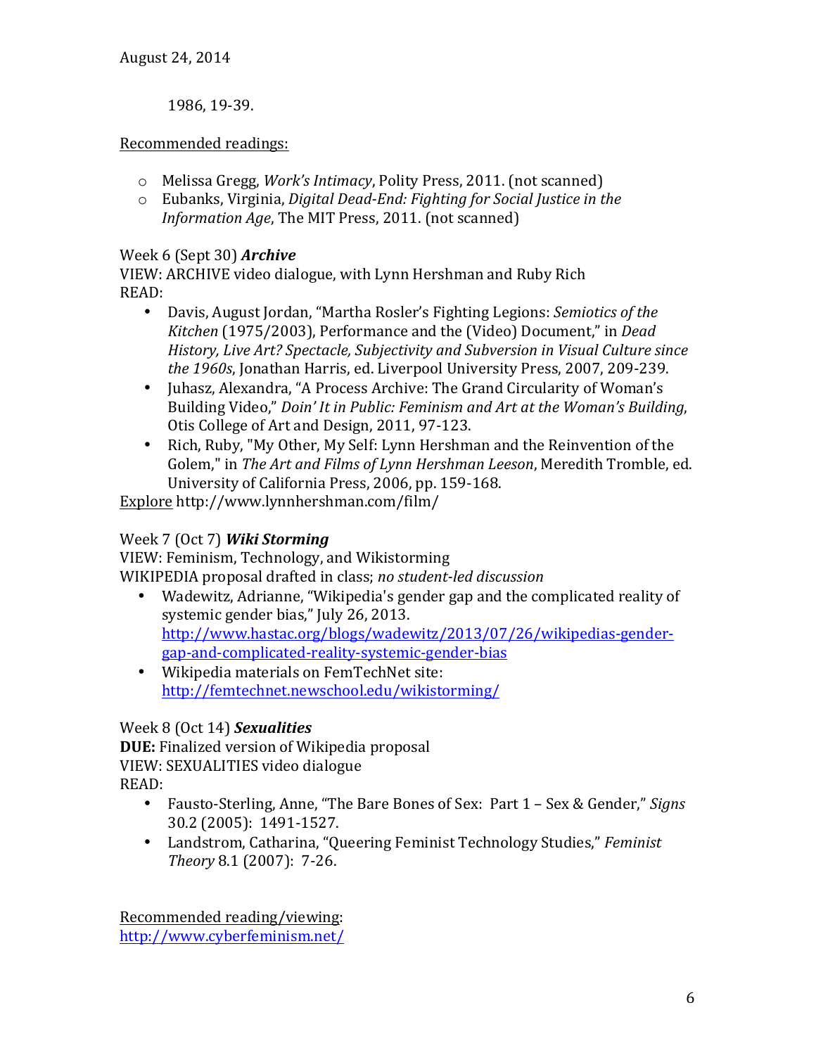1986, 19-39.

Recommended readings:

- Melissa Gregg, *Work's Intimacy*, Polity Press, 2011. (not scanned)
- Eubanks, Virginia, *Digital Dead-End: Fighting for Social Justice in the Information Age*, The MIT Press, 2011. (not scanned)

Week 6 (Sept 30) ***Archive***
VIEW: ARCHIVE video dialogue, with Lynn Hershman and Ruby Rich
READ:

- Davis, August Jordan, "Martha Rosler's Fighting Legions: *Semiotics of the Kitchen* (1975/2003), Performance and the (Video) Document," in *Dead History, Live Art? Spectacle, Subjectivity and Subversion in Visual Culture since the 1960s*, Jonathan Harris, ed. Liverpool University Press, 2007, 209-239.
- Juhasz, Alexandra, "A Process Archive: The Grand Circularity of Woman's Building Video," *Doin' It in Public: Feminism and Art at the Woman's Building*, Otis College of Art and Design, 2011, 97-123.
- Rich, Ruby, "My Other, My Self: Lynn Hershman and the Reinvention of the Golem," in *The Art and Films of Lynn Hershman Leeson*, Meredith Tromble, ed. University of California Press, 2006, pp. 159-168.

Explore http://www.lynnhershman.com/film/

Week 7 (Oct 7) ***Wiki Storming***
VIEW: Feminism, Technology, and Wikistorming
WIKIPEDIA proposal drafted in class; *no student-led discussion*

- Wadewitz, Adrianne, "Wikipedia's gender gap and the complicated reality of systemic gender bias," July 26, 2013. http://www.hastac.org/blogs/wadewitz/2013/07/26/wikipedias-gender-gap-and-complicated-reality-systemic-gender-bias
- Wikipedia materials on FemTechNet site: http://femtechnet.newschool.edu/wikistorming/

Week 8 (Oct 14) ***Sexualities***
**DUE:** Finalized version of Wikipedia proposal
VIEW: SEXUALITIES video dialogue
READ:

- Fausto-Sterling, Anne, "The Bare Bones of Sex: Part 1 – Sex & Gender," *Signs* 30.2 (2005): 1491-1527.
- Landstrom, Catharina, "Queering Feminist Technology Studies," *Feminist Theory* 8.1 (2007): 7-26.

Recommended reading/viewing:
http://www.cyberfeminism.net/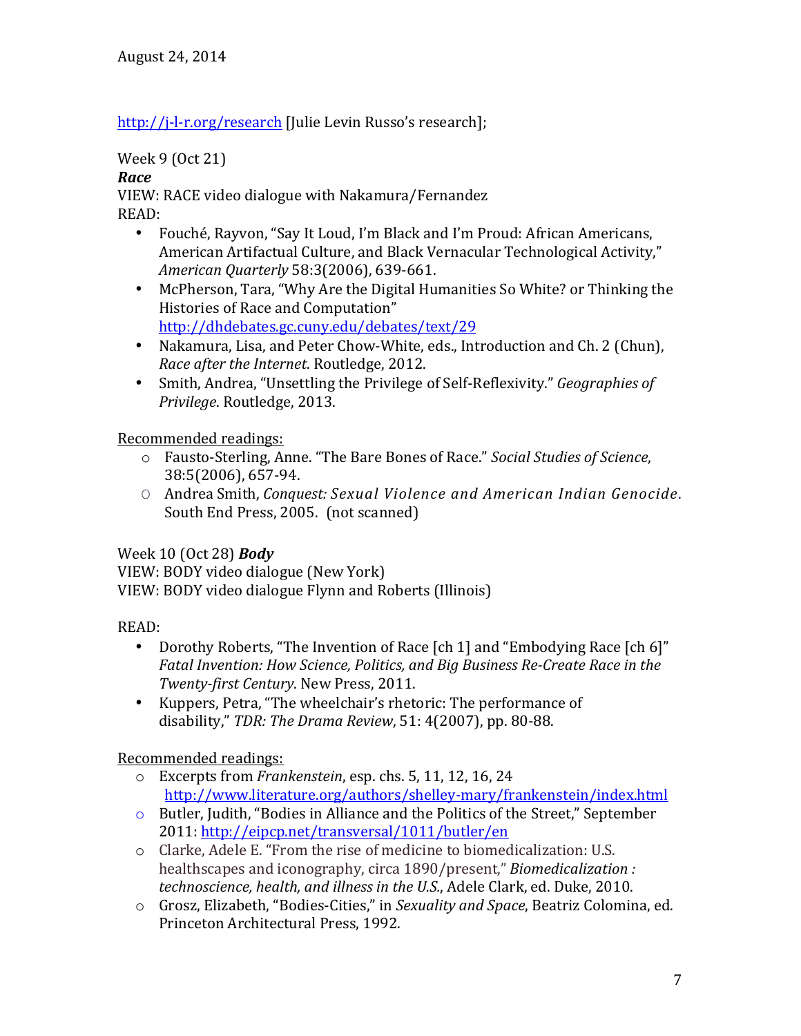August 24, 2014

http://j-l-r.org/research [Julie Levin Russo's research];

Week 9 (Oct 21)

***Race***

VIEW: RACE video dialogue with Nakamura/Fernandez

READ:

- Fouché, Rayvon, "Say It Loud, I'm Black and I'm Proud: African Americans, American Artifactual Culture, and Black Vernacular Technological Activity," *American Quarterly* 58:3(2006), 639-661.
- McPherson, Tara, "Why Are the Digital Humanities So White? or Thinking the Histories of Race and Computation" http://dhdebates.gc.cuny.edu/debates/text/29
- Nakamura, Lisa, and Peter Chow-White, eds., Introduction and Ch. 2 (Chun), *Race after the Internet*. Routledge, 2012.
- Smith, Andrea, "Unsettling the Privilege of Self-Reflexivity." *Geographies of Privilege*. Routledge, 2013.

Recommended readings:

- Fausto-Sterling, Anne. "The Bare Bones of Race." *Social Studies of Science*, 38:5(2006), 657-94.
- Andrea Smith, *Conquest: Sexual Violence and American Indian Genocide*. South End Press, 2005. (not scanned)

Week 10 (Oct 28) ***Body***

VIEW: BODY video dialogue (New York)

VIEW: BODY video dialogue Flynn and Roberts (Illinois)

READ:

- Dorothy Roberts, "The Invention of Race [ch 1] and "Embodying Race [ch 6]" *Fatal Invention: How Science, Politics, and Big Business Re-Create Race in the Twenty-first Century*. New Press, 2011.
- Kuppers, Petra, "The wheelchair's rhetoric: The performance of disability," *TDR: The Drama Review*, 51: 4(2007), pp. 80-88.

Recommended readings:

- Excerpts from *Frankenstein*, esp. chs. 5, 11, 12, 16, 24 http://www.literature.org/authors/shelley-mary/frankenstein/index.html
- Butler, Judith, "Bodies in Alliance and the Politics of the Street," September 2011: http://eipcp.net/transversal/1011/butler/en
- Clarke, Adele E. "From the rise of medicine to biomedicalization: U.S. healthscapes and iconography, circa 1890/present," *Biomedicalization : technoscience, health, and illness in the U.S.*, Adele Clark, ed. Duke, 2010.
- Grosz, Elizabeth, "Bodies-Cities," in *Sexuality and Space*, Beatriz Colomina, ed. Princeton Architectural Press, 1992.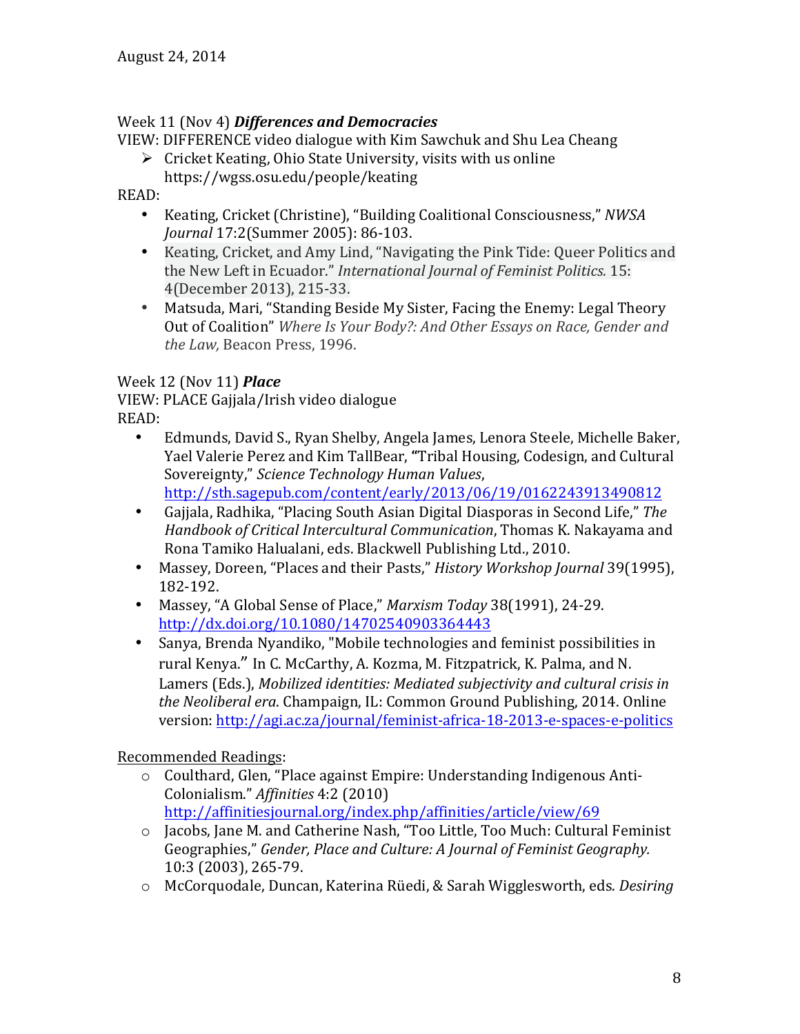Week 11 (Nov 4) ***Differences and Democracies***

VIEW: DIFFERENCE video dialogue with Kim Sawchuk and Shu Lea Cheang

- Cricket Keating, Ohio State University, visits with us online https://wgss.osu.edu/people/keating

READ:

- Keating, Cricket (Christine), "Building Coalitional Consciousness," *NWSA Journal* 17:2(Summer 2005): 86-103.
- Keating, Cricket, and Amy Lind, "Navigating the Pink Tide: Queer Politics and the New Left in Ecuador." *International Journal of Feminist Politics.* 15: 4(December 2013), 215-33.
- Matsuda, Mari, "Standing Beside My Sister, Facing the Enemy: Legal Theory Out of Coalition" *Where Is Your Body?: And Other Essays on Race, Gender and the Law,* Beacon Press, 1996.

Week 12 (Nov 11) ***Place***

VIEW: PLACE Gajjala/Irish video dialogue

READ:

- Edmunds, David S., Ryan Shelby, Angela James, Lenora Steele, Michelle Baker, Yael Valerie Perez and Kim TallBear, "Tribal Housing, Codesign, and Cultural Sovereignty," *Science Technology Human Values*, http://sth.sagepub.com/content/early/2013/06/19/0162243913490812
- Gajjala, Radhika, "Placing South Asian Digital Diasporas in Second Life," *The Handbook of Critical Intercultural Communication*, Thomas K. Nakayama and Rona Tamiko Halualani, eds. Blackwell Publishing Ltd., 2010.
- Massey, Doreen, "Places and their Pasts," *History Workshop Journal* 39(1995), 182-192.
- Massey, "A Global Sense of Place," *Marxism Today* 38(1991), 24-29. http://dx.doi.org/10.1080/14702540903364443
- Sanya, Brenda Nyandiko, "Mobile technologies and feminist possibilities in rural Kenya." In C. McCarthy, A. Kozma, M. Fitzpatrick, K. Palma, and N. Lamers (Eds.), *Mobilized identities: Mediated subjectivity and cultural crisis in the Neoliberal era*. Champaign, IL: Common Ground Publishing, 2014. Online version: http://agi.ac.za/journal/feminist-africa-18-2013-e-spaces-e-politics

Recommended Readings:

- Coulthard, Glen, "Place against Empire: Understanding Indigenous Anti-Colonialism." *Affinities* 4:2 (2010) http://affinitiesjournal.org/index.php/affinities/article/view/69
- Jacobs, Jane M. and Catherine Nash, "Too Little, Too Much: Cultural Feminist Geographies," *Gender, Place and Culture: A Journal of Feminist Geography.* 10:3 (2003), 265-79.
- McCorquodale, Duncan, Katerina Rüedi, & Sarah Wigglesworth, eds. *Desiring*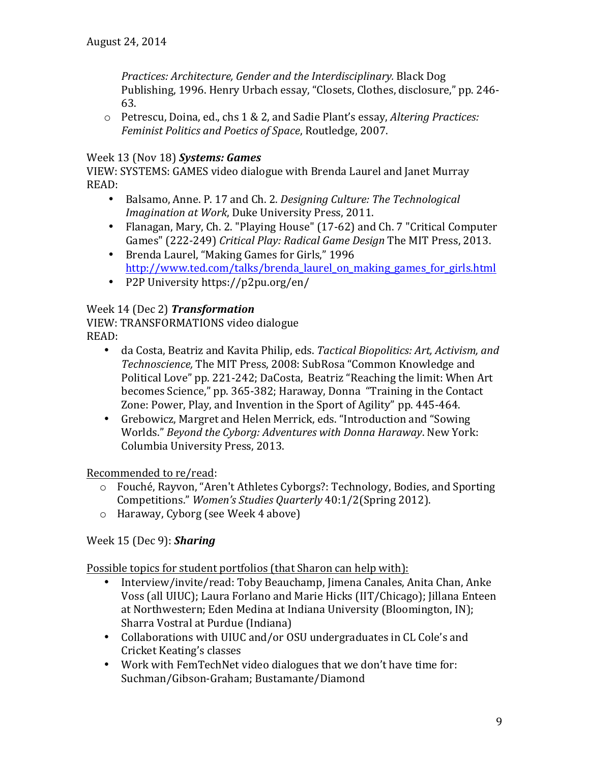*Practices: Architecture, Gender and the Interdisciplinary.* Black Dog Publishing, 1996. Henry Urbach essay, "Closets, Clothes, disclosure," pp. 246-63.

- Petrescu, Doina, ed., chs 1 & 2, and Sadie Plant's essay, *Altering Practices: Feminist Politics and Poetics of Space*, Routledge, 2007.

Week 13 (Nov 18) ***Systems: Games***

VIEW: SYSTEMS: GAMES video dialogue with Brenda Laurel and Janet Murray

READ:

- Balsamo, Anne. P. 17 and Ch. 2. *Designing Culture: The Technological Imagination at Work*, Duke University Press, 2011.
- Flanagan, Mary, Ch. 2. "Playing House" (17-62) and Ch. 7 "Critical Computer Games" (222-249) *Critical Play: Radical Game Design* The MIT Press, 2013.
- Brenda Laurel, "Making Games for Girls," 1996 http://www.ted.com/talks/brenda_laurel_on_making_games_for_girls.html
- P2P University https://p2pu.org/en/

Week 14 (Dec 2) ***Transformation***

VIEW: TRANSFORMATIONS video dialogue

READ:

- da Costa, Beatriz and Kavita Philip, eds. *Tactical Biopolitics: Art, Activism, and Technoscience,* The MIT Press, 2008: SubRosa "Common Knowledge and Political Love" pp. 221-242; DaCosta, Beatriz "Reaching the limit: When Art becomes Science," pp. 365-382; Haraway, Donna "Training in the Contact Zone: Power, Play, and Invention in the Sport of Agility" pp. 445-464.
- Grebowicz, Margret and Helen Merrick, eds. "Introduction and "Sowing Worlds." *Beyond the Cyborg: Adventures with Donna Haraway*. New York: Columbia University Press, 2013.

<u>Recommended to re/read</u>:

- Fouché, Rayvon, "Aren't Athletes Cyborgs?: Technology, Bodies, and Sporting Competitions." *Women's Studies Quarterly* 40:1/2(Spring 2012).
- Haraway, Cyborg (see Week 4 above)

Week 15 (Dec 9): ***Sharing***

<u>Possible topics for student portfolios (that Sharon can help with):</u>

- Interview/invite/read: Toby Beauchamp, Jimena Canales, Anita Chan, Anke Voss (all UIUC); Laura Forlano and Marie Hicks (IIT/Chicago); Jillana Enteen at Northwestern; Eden Medina at Indiana University (Bloomington, IN); Sharra Vostral at Purdue (Indiana)
- Collaborations with UIUC and/or OSU undergraduates in CL Cole's and Cricket Keating's classes
- Work with FemTechNet video dialogues that we don't have time for: Suchman/Gibson-Graham; Bustamante/Diamond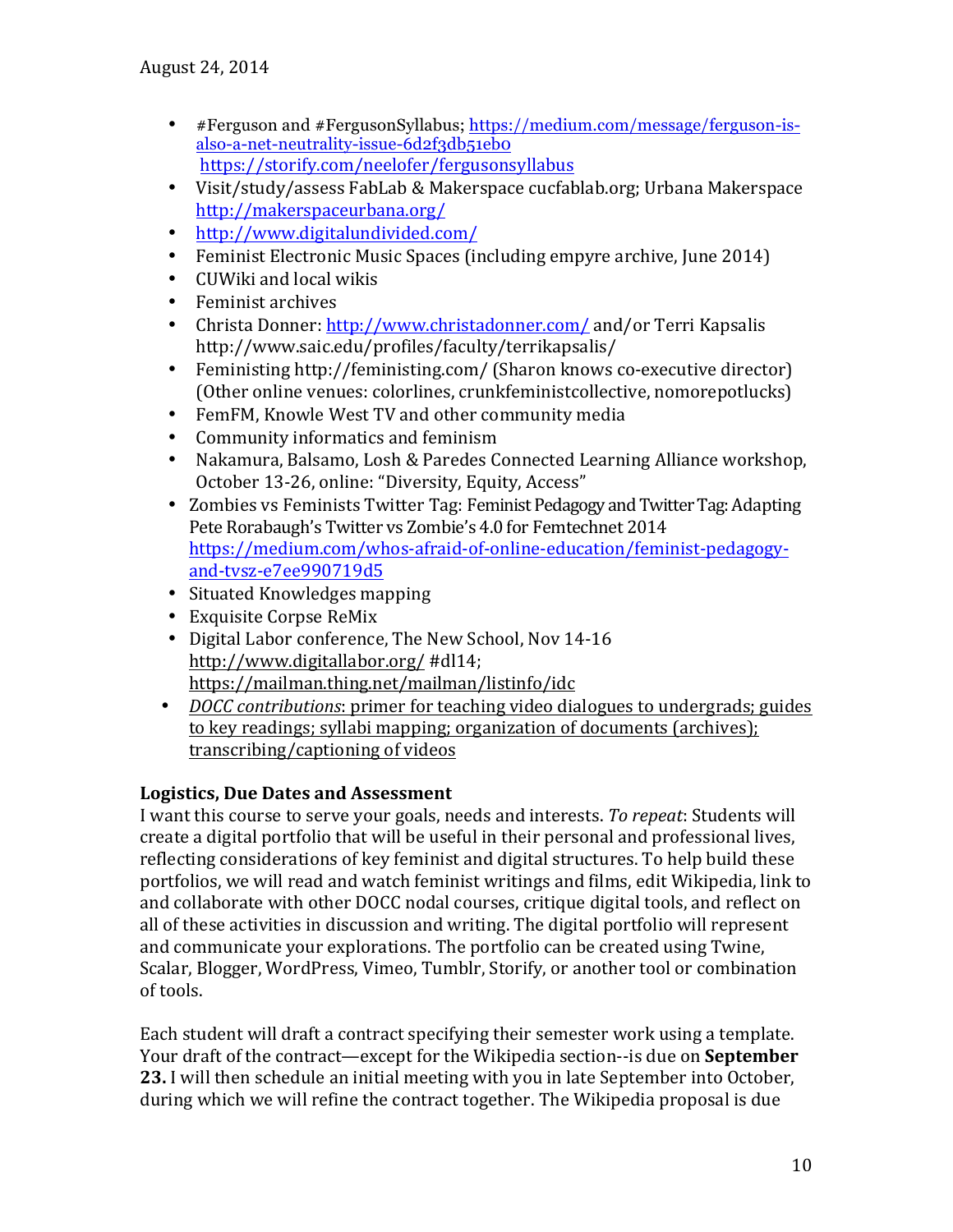- #Ferguson and #FergusonSyllabus; https://medium.com/message/ferguson-is-also-a-net-neutrality-issue-6d2f3db51eb0 https://storify.com/neelofer/fergusonsyllabus
- Visit/study/assess FabLab & Makerspace cucfablab.org; Urbana Makerspace http://makerspaceurbana.org/
- http://www.digitalundivided.com/
- Feminist Electronic Music Spaces (including empyre archive, June 2014)
- CUWiki and local wikis
- Feminist archives
- Christa Donner: http://www.christadonner.com/ and/or Terri Kapsalis http://www.saic.edu/profiles/faculty/terrikapsalis/
- Feministing http://feministing.com/ (Sharon knows co-executive director) (Other online venues: colorlines, crunkfeministcollective, nomorepotlucks)
- FemFM, Knowle West TV and other community media
- Community informatics and feminism
- Nakamura, Balsamo, Losh & Paredes Connected Learning Alliance workshop, October 13-26, online: "Diversity, Equity, Access"
- Zombies vs Feminists Twitter Tag: Feminist Pedagogy and Twitter Tag: Adapting Pete Rorabaugh's Twitter vs Zombie's 4.0 for Femtechnet 2014 https://medium.com/whos-afraid-of-online-education/feminist-pedagogy-and-tvsz-e7ee990719d5
- Situated Knowledges mapping
- Exquisite Corpse ReMix
- Digital Labor conference, The New School, Nov 14-16 http://www.digitallabor.org/ #dl14; https://mailman.thing.net/mailman/listinfo/idc
- *DOCC contributions*: primer for teaching video dialogues to undergrads; guides to key readings; syllabi mapping; organization of documents (archives); transcribing/captioning of videos

### Logistics, Due Dates and Assessment

I want this course to serve your goals, needs and interests. *To repeat*: Students will create a digital portfolio that will be useful in their personal and professional lives, reflecting considerations of key feminist and digital structures. To help build these portfolios, we will read and watch feminist writings and films, edit Wikipedia, link to and collaborate with other DOCC nodal courses, critique digital tools, and reflect on all of these activities in discussion and writing. The digital portfolio will represent and communicate your explorations. The portfolio can be created using Twine, Scalar, Blogger, WordPress, Vimeo, Tumblr, Storify, or another tool or combination of tools.

Each student will draft a contract specifying their semester work using a template. Your draft of the contract—except for the Wikipedia section--is due on **September 23.** I will then schedule an initial meeting with you in late September into October, during which we will refine the contract together. The Wikipedia proposal is due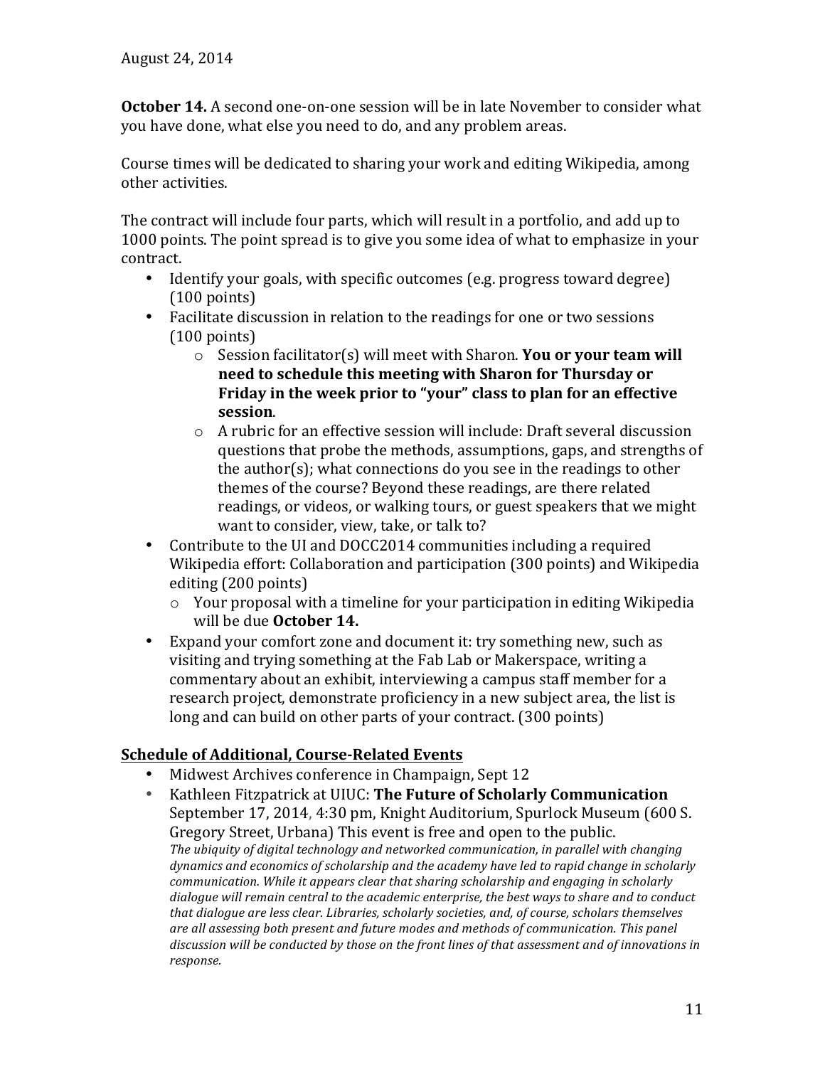**October 14.** A second one-on-one session will be in late November to consider what you have done, what else you need to do, and any problem areas.

Course times will be dedicated to sharing your work and editing Wikipedia, among other activities.

The contract will include four parts, which will result in a portfolio, and add up to 1000 points. The point spread is to give you some idea of what to emphasize in your contract.

- Identify your goals, with specific outcomes (e.g. progress toward degree) (100 points)
- Facilitate discussion in relation to the readings for one or two sessions (100 points)
    - Session facilitator(s) will meet with Sharon. **You or your team will need to schedule this meeting with Sharon for Thursday or Friday in the week prior to "your" class to plan for an effective session**.
    - A rubric for an effective session will include: Draft several discussion questions that probe the methods, assumptions, gaps, and strengths of the author(s); what connections do you see in the readings to other themes of the course? Beyond these readings, are there related readings, or videos, or walking tours, or guest speakers that we might want to consider, view, take, or talk to?
- Contribute to the UI and DOCC2014 communities including a required Wikipedia effort: Collaboration and participation (300 points) and Wikipedia editing (200 points)
    - Your proposal with a timeline for your participation in editing Wikipedia will be due **October 14.**
- Expand your comfort zone and document it: try something new, such as visiting and trying something at the Fab Lab or Makerspace, writing a commentary about an exhibit, interviewing a campus staff member for a research project, demonstrate proficiency in a new subject area, the list is long and can build on other parts of your contract. (300 points)

## <u>Schedule of Additional, Course-Related Events</u>

- Midwest Archives conference in Champaign, Sept 12
- Kathleen Fitzpatrick at UIUC: **The Future of Scholarly Communication** September 17, 2014, 4:30 pm, Knight Auditorium, Spurlock Museum (600 S. Gregory Street, Urbana) This event is free and open to the public.
  *The ubiquity of digital technology and networked communication, in parallel with changing dynamics and economics of scholarship and the academy have led to rapid change in scholarly communication. While it appears clear that sharing scholarship and engaging in scholarly dialogue will remain central to the academic enterprise, the best ways to share and to conduct that dialogue are less clear. Libraries, scholarly societies, and, of course, scholars themselves are all assessing both present and future modes and methods of communication. This panel discussion will be conducted by those on the front lines of that assessment and of innovations in response.*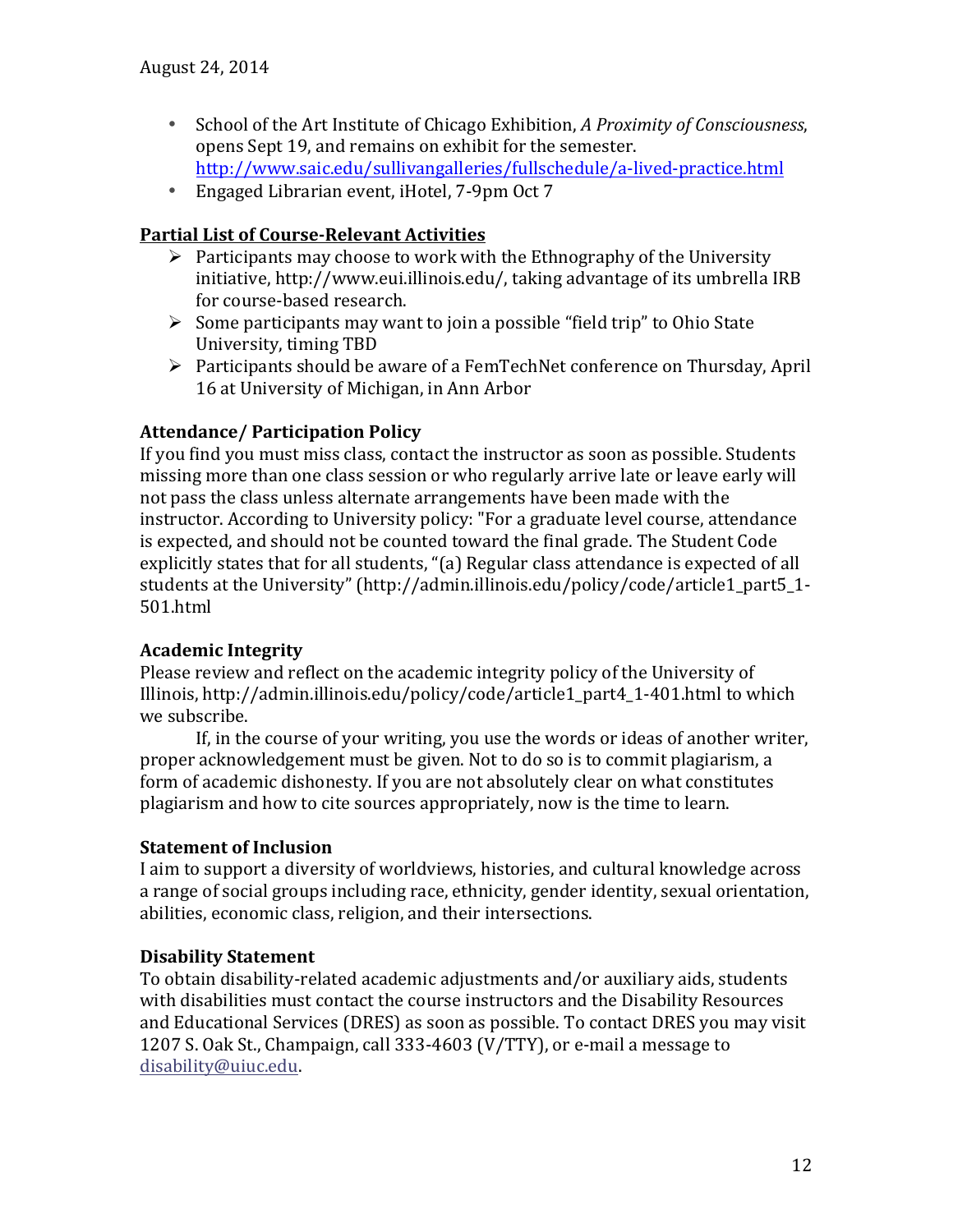- School of the Art Institute of Chicago Exhibition, *A Proximity of Consciousness*, opens Sept 19, and remains on exhibit for the semester. http://www.saic.edu/sullivangalleries/fullschedule/a-lived-practice.html
- Engaged Librarian event, iHotel, 7-9pm Oct 7

**Partial List of Course-Relevant Activities**

- Participants may choose to work with the Ethnography of the University initiative, http://www.eui.illinois.edu/, taking advantage of its umbrella IRB for course-based research.
- Some participants may want to join a possible "field trip" to Ohio State University, timing TBD
- Participants should be aware of a FemTechNet conference on Thursday, April 16 at University of Michigan, in Ann Arbor

### Attendance/ Participation Policy

If you find you must miss class, contact the instructor as soon as possible. Students missing more than one class session or who regularly arrive late or leave early will not pass the class unless alternate arrangements have been made with the instructor. According to University policy: "For a graduate level course, attendance is expected, and should not be counted toward the final grade. The Student Code explicitly states that for all students, "(a) Regular class attendance is expected of all students at the University" (http://admin.illinois.edu/policy/code/article1_part5_1-501.html

### Academic Integrity

Please review and reflect on the academic integrity policy of the University of Illinois, http://admin.illinois.edu/policy/code/article1_part4_1-401.html to which we subscribe.

If, in the course of your writing, you use the words or ideas of another writer, proper acknowledgement must be given. Not to do so is to commit plagiarism, a form of academic dishonesty. If you are not absolutely clear on what constitutes plagiarism and how to cite sources appropriately, now is the time to learn.

### Statement of Inclusion

I aim to support a diversity of worldviews, histories, and cultural knowledge across a range of social groups including race, ethnicity, gender identity, sexual orientation, abilities, economic class, religion, and their intersections.

### Disability Statement

To obtain disability-related academic adjustments and/or auxiliary aids, students with disabilities must contact the course instructors and the Disability Resources and Educational Services (DRES) as soon as possible. To contact DRES you may visit 1207 S. Oak St., Champaign, call 333-4603 (V/TTY), or e-mail a message to disability@uiuc.edu.